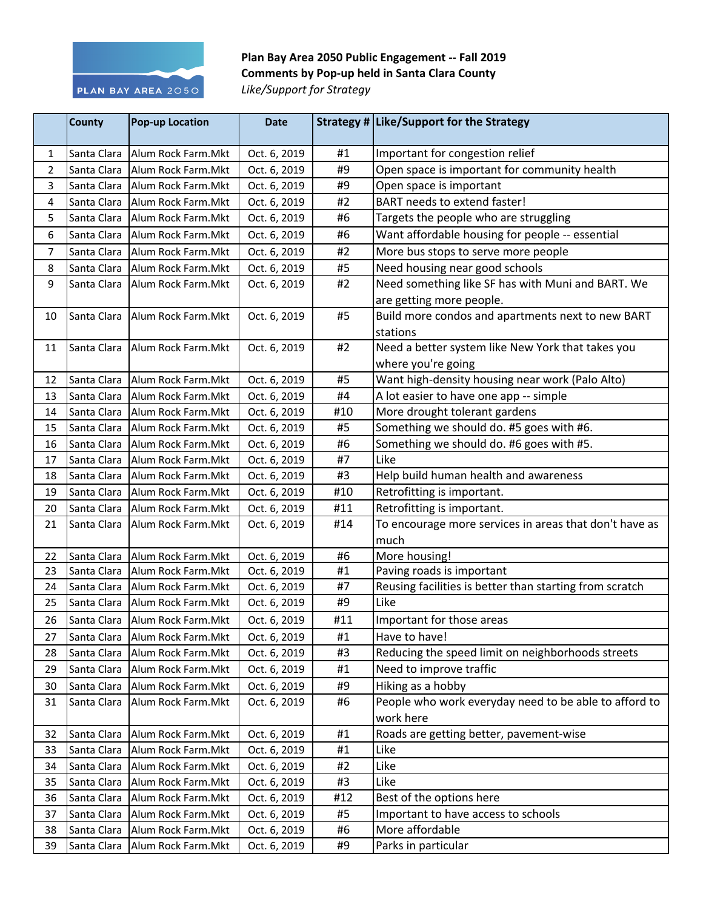**Plan Bay Area 2050 Public Engagement -- Fall 2019**
**Comments by Pop-up held in Santa Clara County**
*Like/Support for Strategy*

| | County | Pop-up Location | Date | Strategy # | Like/Support for the Strategy |
|---|---|---|---|---|---|
| 1 | Santa Clara | Alum Rock Farm.Mkt | Oct. 6, 2019 | #1 | Important for congestion relief |
| 2 | Santa Clara | Alum Rock Farm.Mkt | Oct. 6, 2019 | #9 | Open space is important for community health |
| 3 | Santa Clara | Alum Rock Farm.Mkt | Oct. 6, 2019 | #9 | Open space is important |
| 4 | Santa Clara | Alum Rock Farm.Mkt | Oct. 6, 2019 | #2 | BART needs to extend faster! |
| 5 | Santa Clara | Alum Rock Farm.Mkt | Oct. 6, 2019 | #6 | Targets the people who are struggling |
| 6 | Santa Clara | Alum Rock Farm.Mkt | Oct. 6, 2019 | #6 | Want affordable housing for people -- essential |
| 7 | Santa Clara | Alum Rock Farm.Mkt | Oct. 6, 2019 | #2 | More bus stops to serve more people |
| 8 | Santa Clara | Alum Rock Farm.Mkt | Oct. 6, 2019 | #5 | Need housing near good schools |
| 9 | Santa Clara | Alum Rock Farm.Mkt | Oct. 6, 2019 | #2 | Need something like SF has with Muni and BART. We are getting more people. |
| 10 | Santa Clara | Alum Rock Farm.Mkt | Oct. 6, 2019 | #5 | Build more condos and apartments next to new BART stations |
| 11 | Santa Clara | Alum Rock Farm.Mkt | Oct. 6, 2019 | #2 | Need a better system like New York that takes you where you're going |
| 12 | Santa Clara | Alum Rock Farm.Mkt | Oct. 6, 2019 | #5 | Want high-density housing near work (Palo Alto) |
| 13 | Santa Clara | Alum Rock Farm.Mkt | Oct. 6, 2019 | #4 | A lot easier to have one app -- simple |
| 14 | Santa Clara | Alum Rock Farm.Mkt | Oct. 6, 2019 | #10 | More drought tolerant gardens |
| 15 | Santa Clara | Alum Rock Farm.Mkt | Oct. 6, 2019 | #5 | Something we should do. #5 goes with #6. |
| 16 | Santa Clara | Alum Rock Farm.Mkt | Oct. 6, 2019 | #6 | Something we should do. #6 goes with #5. |
| 17 | Santa Clara | Alum Rock Farm.Mkt | Oct. 6, 2019 | #7 | Like |
| 18 | Santa Clara | Alum Rock Farm.Mkt | Oct. 6, 2019 | #3 | Help build human health and awareness |
| 19 | Santa Clara | Alum Rock Farm.Mkt | Oct. 6, 2019 | #10 | Retrofitting is important. |
| 20 | Santa Clara | Alum Rock Farm.Mkt | Oct. 6, 2019 | #11 | Retrofitting is important. |
| 21 | Santa Clara | Alum Rock Farm.Mkt | Oct. 6, 2019 | #14 | To encourage more services in areas that don't have as much |
| 22 | Santa Clara | Alum Rock Farm.Mkt | Oct. 6, 2019 | #6 | More housing! |
| 23 | Santa Clara | Alum Rock Farm.Mkt | Oct. 6, 2019 | #1 | Paving roads is important |
| 24 | Santa Clara | Alum Rock Farm.Mkt | Oct. 6, 2019 | #7 | Reusing facilities is better than starting from scratch |
| 25 | Santa Clara | Alum Rock Farm.Mkt | Oct. 6, 2019 | #9 | Like |
| 26 | Santa Clara | Alum Rock Farm.Mkt | Oct. 6, 2019 | #11 | Important for those areas |
| 27 | Santa Clara | Alum Rock Farm.Mkt | Oct. 6, 2019 | #1 | Have to have! |
| 28 | Santa Clara | Alum Rock Farm.Mkt | Oct. 6, 2019 | #3 | Reducing the speed limit on neighborhoods streets |
| 29 | Santa Clara | Alum Rock Farm.Mkt | Oct. 6, 2019 | #1 | Need to improve traffic |
| 30 | Santa Clara | Alum Rock Farm.Mkt | Oct. 6, 2019 | #9 | Hiking as a hobby |
| 31 | Santa Clara | Alum Rock Farm.Mkt | Oct. 6, 2019 | #6 | People who work everyday need to be able to afford to work here |
| 32 | Santa Clara | Alum Rock Farm.Mkt | Oct. 6, 2019 | #1 | Roads are getting better, pavement-wise |
| 33 | Santa Clara | Alum Rock Farm.Mkt | Oct. 6, 2019 | #1 | Like |
| 34 | Santa Clara | Alum Rock Farm.Mkt | Oct. 6, 2019 | #2 | Like |
| 35 | Santa Clara | Alum Rock Farm.Mkt | Oct. 6, 2019 | #3 | Like |
| 36 | Santa Clara | Alum Rock Farm.Mkt | Oct. 6, 2019 | #12 | Best of the options here |
| 37 | Santa Clara | Alum Rock Farm.Mkt | Oct. 6, 2019 | #5 | Important to have access to schools |
| 38 | Santa Clara | Alum Rock Farm.Mkt | Oct. 6, 2019 | #6 | More affordable |
| 39 | Santa Clara | Alum Rock Farm.Mkt | Oct. 6, 2019 | #9 | Parks in particular |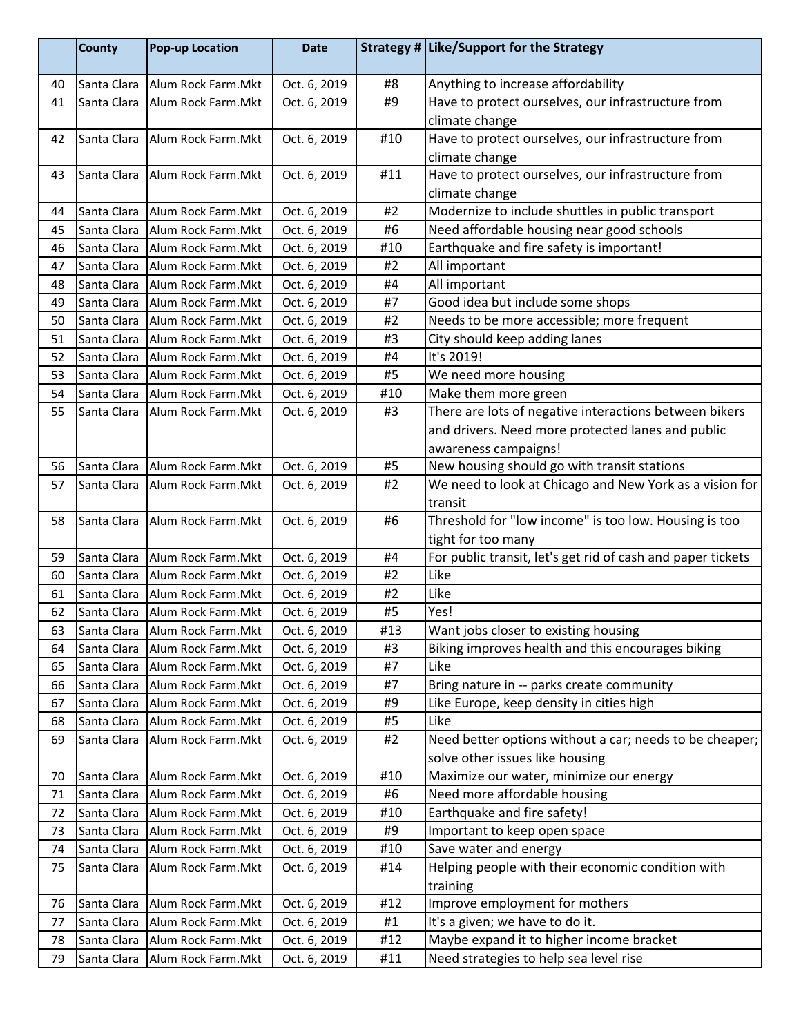|  | County | Pop-up Location | Date | Strategy # | Like/Support for the Strategy |
|---|---|---|---|---|---|
| 40 | Santa Clara | Alum Rock Farm.Mkt | Oct. 6, 2019 | #8 | Anything to increase affordability |
| 41 | Santa Clara | Alum Rock Farm.Mkt | Oct. 6, 2019 | #9 | Have to protect ourselves, our infrastructure from climate change |
| 42 | Santa Clara | Alum Rock Farm.Mkt | Oct. 6, 2019 | #10 | Have to protect ourselves, our infrastructure from climate change |
| 43 | Santa Clara | Alum Rock Farm.Mkt | Oct. 6, 2019 | #11 | Have to protect ourselves, our infrastructure from climate change |
| 44 | Santa Clara | Alum Rock Farm.Mkt | Oct. 6, 2019 | #2 | Modernize to include shuttles in public transport |
| 45 | Santa Clara | Alum Rock Farm.Mkt | Oct. 6, 2019 | #6 | Need affordable housing near good schools |
| 46 | Santa Clara | Alum Rock Farm.Mkt | Oct. 6, 2019 | #10 | Earthquake and fire safety is important! |
| 47 | Santa Clara | Alum Rock Farm.Mkt | Oct. 6, 2019 | #2 | All important |
| 48 | Santa Clara | Alum Rock Farm.Mkt | Oct. 6, 2019 | #4 | All important |
| 49 | Santa Clara | Alum Rock Farm.Mkt | Oct. 6, 2019 | #7 | Good idea but include some shops |
| 50 | Santa Clara | Alum Rock Farm.Mkt | Oct. 6, 2019 | #2 | Needs to be more accessible; more frequent |
| 51 | Santa Clara | Alum Rock Farm.Mkt | Oct. 6, 2019 | #3 | City should keep adding lanes |
| 52 | Santa Clara | Alum Rock Farm.Mkt | Oct. 6, 2019 | #4 | It's 2019! |
| 53 | Santa Clara | Alum Rock Farm.Mkt | Oct. 6, 2019 | #5 | We need more housing |
| 54 | Santa Clara | Alum Rock Farm.Mkt | Oct. 6, 2019 | #10 | Make them more green |
| 55 | Santa Clara | Alum Rock Farm.Mkt | Oct. 6, 2019 | #3 | There are lots of negative interactions between bikers and drivers. Need more protected lanes and public awareness campaigns! |
| 56 | Santa Clara | Alum Rock Farm.Mkt | Oct. 6, 2019 | #5 | New housing should go with transit stations |
| 57 | Santa Clara | Alum Rock Farm.Mkt | Oct. 6, 2019 | #2 | We need to look at Chicago and New York as a vision for transit |
| 58 | Santa Clara | Alum Rock Farm.Mkt | Oct. 6, 2019 | #6 | Threshold for "low income" is too low. Housing is too tight for too many |
| 59 | Santa Clara | Alum Rock Farm.Mkt | Oct. 6, 2019 | #4 | For public transit, let's get rid of cash and paper tickets |
| 60 | Santa Clara | Alum Rock Farm.Mkt | Oct. 6, 2019 | #2 | Like |
| 61 | Santa Clara | Alum Rock Farm.Mkt | Oct. 6, 2019 | #2 | Like |
| 62 | Santa Clara | Alum Rock Farm.Mkt | Oct. 6, 2019 | #5 | Yes! |
| 63 | Santa Clara | Alum Rock Farm.Mkt | Oct. 6, 2019 | #13 | Want jobs closer to existing housing |
| 64 | Santa Clara | Alum Rock Farm.Mkt | Oct. 6, 2019 | #3 | Biking improves health and this encourages biking |
| 65 | Santa Clara | Alum Rock Farm.Mkt | Oct. 6, 2019 | #7 | Like |
| 66 | Santa Clara | Alum Rock Farm.Mkt | Oct. 6, 2019 | #7 | Bring nature in -- parks create community |
| 67 | Santa Clara | Alum Rock Farm.Mkt | Oct. 6, 2019 | #9 | Like Europe, keep density in cities high |
| 68 | Santa Clara | Alum Rock Farm.Mkt | Oct. 6, 2019 | #5 | Like |
| 69 | Santa Clara | Alum Rock Farm.Mkt | Oct. 6, 2019 | #2 | Need better options without a car; needs to be cheaper; solve other issues like housing |
| 70 | Santa Clara | Alum Rock Farm.Mkt | Oct. 6, 2019 | #10 | Maximize our water, minimize our energy |
| 71 | Santa Clara | Alum Rock Farm.Mkt | Oct. 6, 2019 | #6 | Need more affordable housing |
| 72 | Santa Clara | Alum Rock Farm.Mkt | Oct. 6, 2019 | #10 | Earthquake and fire safety! |
| 73 | Santa Clara | Alum Rock Farm.Mkt | Oct. 6, 2019 | #9 | Important to keep open space |
| 74 | Santa Clara | Alum Rock Farm.Mkt | Oct. 6, 2019 | #10 | Save water and energy |
| 75 | Santa Clara | Alum Rock Farm.Mkt | Oct. 6, 2019 | #14 | Helping people with their economic condition with training |
| 76 | Santa Clara | Alum Rock Farm.Mkt | Oct. 6, 2019 | #12 | Improve employment for mothers |
| 77 | Santa Clara | Alum Rock Farm.Mkt | Oct. 6, 2019 | #1 | It's a given; we have to do it. |
| 78 | Santa Clara | Alum Rock Farm.Mkt | Oct. 6, 2019 | #12 | Maybe expand it to higher income bracket |
| 79 | Santa Clara | Alum Rock Farm.Mkt | Oct. 6, 2019 | #11 | Need strategies to help sea level rise |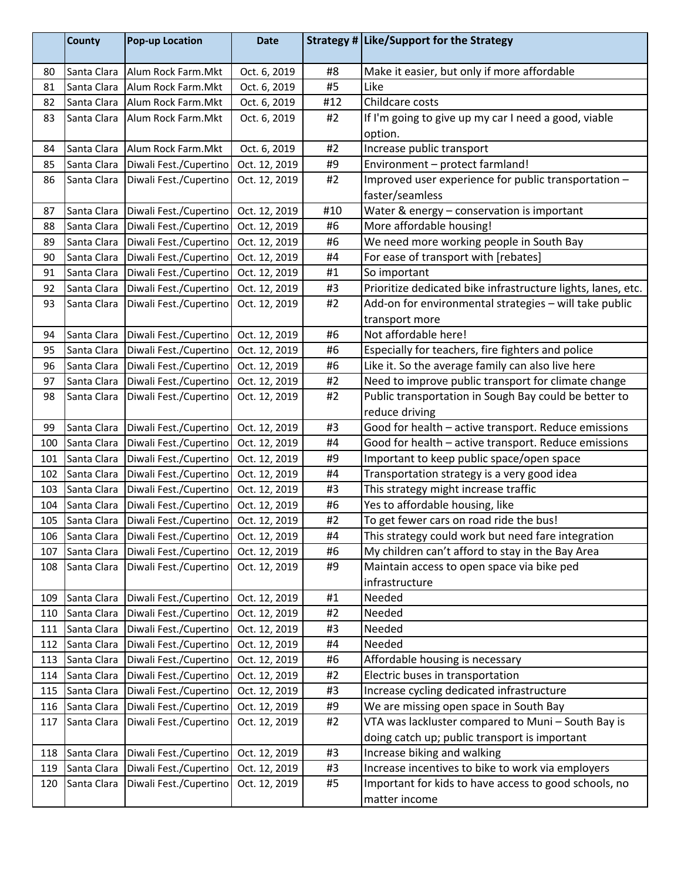| | County | Pop-up Location | Date | Strategy # | Like/Support for the Strategy |
|---|---|---|---|---|---|
| 80 | Santa Clara | Alum Rock Farm.Mkt | Oct. 6, 2019 | #8 | Make it easier, but only if more affordable |
| 81 | Santa Clara | Alum Rock Farm.Mkt | Oct. 6, 2019 | #5 | Like |
| 82 | Santa Clara | Alum Rock Farm.Mkt | Oct. 6, 2019 | #12 | Childcare costs |
| 83 | Santa Clara | Alum Rock Farm.Mkt | Oct. 6, 2019 | #2 | If I'm going to give up my car I need a good, viable option. |
| 84 | Santa Clara | Alum Rock Farm.Mkt | Oct. 6, 2019 | #2 | Increase public transport |
| 85 | Santa Clara | Diwali Fest./Cupertino | Oct. 12, 2019 | #9 | Environment – protect farmland! |
| 86 | Santa Clara | Diwali Fest./Cupertino | Oct. 12, 2019 | #2 | Improved user experience for public transportation – faster/seamless |
| 87 | Santa Clara | Diwali Fest./Cupertino | Oct. 12, 2019 | #10 | Water & energy – conservation is important |
| 88 | Santa Clara | Diwali Fest./Cupertino | Oct. 12, 2019 | #6 | More affordable housing! |
| 89 | Santa Clara | Diwali Fest./Cupertino | Oct. 12, 2019 | #6 | We need more working people in South Bay |
| 90 | Santa Clara | Diwali Fest./Cupertino | Oct. 12, 2019 | #4 | For ease of transport with [rebates] |
| 91 | Santa Clara | Diwali Fest./Cupertino | Oct. 12, 2019 | #1 | So important |
| 92 | Santa Clara | Diwali Fest./Cupertino | Oct. 12, 2019 | #3 | Prioritize dedicated bike infrastructure lights, lanes, etc. |
| 93 | Santa Clara | Diwali Fest./Cupertino | Oct. 12, 2019 | #2 | Add-on for environmental strategies – will take public transport more |
| 94 | Santa Clara | Diwali Fest./Cupertino | Oct. 12, 2019 | #6 | Not affordable here! |
| 95 | Santa Clara | Diwali Fest./Cupertino | Oct. 12, 2019 | #6 | Especially for teachers, fire fighters and police |
| 96 | Santa Clara | Diwali Fest./Cupertino | Oct. 12, 2019 | #6 | Like it. So the average family can also live here |
| 97 | Santa Clara | Diwali Fest./Cupertino | Oct. 12, 2019 | #2 | Need to improve public transport for climate change |
| 98 | Santa Clara | Diwali Fest./Cupertino | Oct. 12, 2019 | #2 | Public transportation in Sough Bay could be better to reduce driving |
| 99 | Santa Clara | Diwali Fest./Cupertino | Oct. 12, 2019 | #3 | Good for health – active transport. Reduce emissions |
| 100 | Santa Clara | Diwali Fest./Cupertino | Oct. 12, 2019 | #4 | Good for health – active transport. Reduce emissions |
| 101 | Santa Clara | Diwali Fest./Cupertino | Oct. 12, 2019 | #9 | Important to keep public space/open space |
| 102 | Santa Clara | Diwali Fest./Cupertino | Oct. 12, 2019 | #4 | Transportation strategy is a very good idea |
| 103 | Santa Clara | Diwali Fest./Cupertino | Oct. 12, 2019 | #3 | This strategy might increase traffic |
| 104 | Santa Clara | Diwali Fest./Cupertino | Oct. 12, 2019 | #6 | Yes to affordable housing, like |
| 105 | Santa Clara | Diwali Fest./Cupertino | Oct. 12, 2019 | #2 | To get fewer cars on road ride the bus! |
| 106 | Santa Clara | Diwali Fest./Cupertino | Oct. 12, 2019 | #4 | This strategy could work but need fare integration |
| 107 | Santa Clara | Diwali Fest./Cupertino | Oct. 12, 2019 | #6 | My children can't afford to stay in the Bay Area |
| 108 | Santa Clara | Diwali Fest./Cupertino | Oct. 12, 2019 | #9 | Maintain access to open space via bike ped infrastructure |
| 109 | Santa Clara | Diwali Fest./Cupertino | Oct. 12, 2019 | #1 | Needed |
| 110 | Santa Clara | Diwali Fest./Cupertino | Oct. 12, 2019 | #2 | Needed |
| 111 | Santa Clara | Diwali Fest./Cupertino | Oct. 12, 2019 | #3 | Needed |
| 112 | Santa Clara | Diwali Fest./Cupertino | Oct. 12, 2019 | #4 | Needed |
| 113 | Santa Clara | Diwali Fest./Cupertino | Oct. 12, 2019 | #6 | Affordable housing is necessary |
| 114 | Santa Clara | Diwali Fest./Cupertino | Oct. 12, 2019 | #2 | Electric buses in transportation |
| 115 | Santa Clara | Diwali Fest./Cupertino | Oct. 12, 2019 | #3 | Increase cycling dedicated infrastructure |
| 116 | Santa Clara | Diwali Fest./Cupertino | Oct. 12, 2019 | #9 | We are missing open space in South Bay |
| 117 | Santa Clara | Diwali Fest./Cupertino | Oct. 12, 2019 | #2 | VTA was lackluster compared to Muni – South Bay is doing catch up; public transport is important |
| 118 | Santa Clara | Diwali Fest./Cupertino | Oct. 12, 2019 | #3 | Increase biking and walking |
| 119 | Santa Clara | Diwali Fest./Cupertino | Oct. 12, 2019 | #3 | Increase incentives to bike to work via employers |
| 120 | Santa Clara | Diwali Fest./Cupertino | Oct. 12, 2019 | #5 | Important for kids to have access to good schools, no matter income |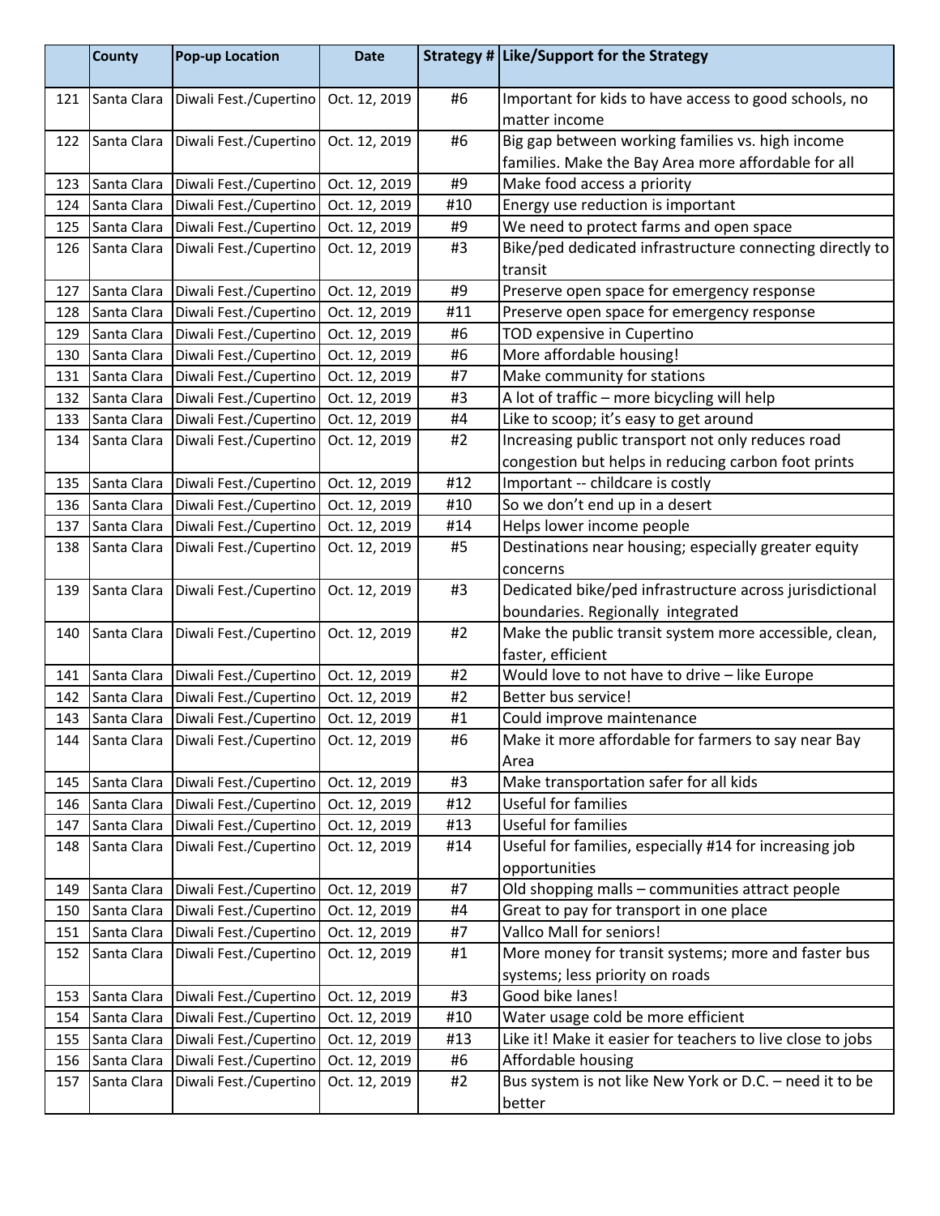| | County | Pop-up Location | Date | Strategy # | Like/Support for the Strategy |
|---|---|---|---|---|---|
| 121 | Santa Clara | Diwali Fest./Cupertino | Oct. 12, 2019 | #6 | Important for kids to have access to good schools, no matter income |
| 122 | Santa Clara | Diwali Fest./Cupertino | Oct. 12, 2019 | #6 | Big gap between working families vs. high income families. Make the Bay Area more affordable for all |
| 123 | Santa Clara | Diwali Fest./Cupertino | Oct. 12, 2019 | #9 | Make food access a priority |
| 124 | Santa Clara | Diwali Fest./Cupertino | Oct. 12, 2019 | #10 | Energy use reduction is important |
| 125 | Santa Clara | Diwali Fest./Cupertino | Oct. 12, 2019 | #9 | We need to protect farms and open space |
| 126 | Santa Clara | Diwali Fest./Cupertino | Oct. 12, 2019 | #3 | Bike/ped dedicated infrastructure connecting directly to transit |
| 127 | Santa Clara | Diwali Fest./Cupertino | Oct. 12, 2019 | #9 | Preserve open space for emergency response |
| 128 | Santa Clara | Diwali Fest./Cupertino | Oct. 12, 2019 | #11 | Preserve open space for emergency response |
| 129 | Santa Clara | Diwali Fest./Cupertino | Oct. 12, 2019 | #6 | TOD expensive in Cupertino |
| 130 | Santa Clara | Diwali Fest./Cupertino | Oct. 12, 2019 | #6 | More affordable housing! |
| 131 | Santa Clara | Diwali Fest./Cupertino | Oct. 12, 2019 | #7 | Make community for stations |
| 132 | Santa Clara | Diwali Fest./Cupertino | Oct. 12, 2019 | #3 | A lot of traffic – more bicycling will help |
| 133 | Santa Clara | Diwali Fest./Cupertino | Oct. 12, 2019 | #4 | Like to scoop; it's easy to get around |
| 134 | Santa Clara | Diwali Fest./Cupertino | Oct. 12, 2019 | #2 | Increasing public transport not only reduces road congestion but helps in reducing carbon foot prints |
| 135 | Santa Clara | Diwali Fest./Cupertino | Oct. 12, 2019 | #12 | Important -- childcare is costly |
| 136 | Santa Clara | Diwali Fest./Cupertino | Oct. 12, 2019 | #10 | So we don't end up in a desert |
| 137 | Santa Clara | Diwali Fest./Cupertino | Oct. 12, 2019 | #14 | Helps lower income people |
| 138 | Santa Clara | Diwali Fest./Cupertino | Oct. 12, 2019 | #5 | Destinations near housing; especially greater equity concerns |
| 139 | Santa Clara | Diwali Fest./Cupertino | Oct. 12, 2019 | #3 | Dedicated bike/ped infrastructure across jurisdictional boundaries. Regionally integrated |
| 140 | Santa Clara | Diwali Fest./Cupertino | Oct. 12, 2019 | #2 | Make the public transit system more accessible, clean, faster, efficient |
| 141 | Santa Clara | Diwali Fest./Cupertino | Oct. 12, 2019 | #2 | Would love to not have to drive – like Europe |
| 142 | Santa Clara | Diwali Fest./Cupertino | Oct. 12, 2019 | #2 | Better bus service! |
| 143 | Santa Clara | Diwali Fest./Cupertino | Oct. 12, 2019 | #1 | Could improve maintenance |
| 144 | Santa Clara | Diwali Fest./Cupertino | Oct. 12, 2019 | #6 | Make it more affordable for farmers to say near Bay Area |
| 145 | Santa Clara | Diwali Fest./Cupertino | Oct. 12, 2019 | #3 | Make transportation safer for all kids |
| 146 | Santa Clara | Diwali Fest./Cupertino | Oct. 12, 2019 | #12 | Useful for families |
| 147 | Santa Clara | Diwali Fest./Cupertino | Oct. 12, 2019 | #13 | Useful for families |
| 148 | Santa Clara | Diwali Fest./Cupertino | Oct. 12, 2019 | #14 | Useful for families, especially #14 for increasing job opportunities |
| 149 | Santa Clara | Diwali Fest./Cupertino | Oct. 12, 2019 | #7 | Old shopping malls – communities attract people |
| 150 | Santa Clara | Diwali Fest./Cupertino | Oct. 12, 2019 | #4 | Great to pay for transport in one place |
| 151 | Santa Clara | Diwali Fest./Cupertino | Oct. 12, 2019 | #7 | Vallco Mall for seniors! |
| 152 | Santa Clara | Diwali Fest./Cupertino | Oct. 12, 2019 | #1 | More money for transit systems; more and faster bus systems; less priority on roads |
| 153 | Santa Clara | Diwali Fest./Cupertino | Oct. 12, 2019 | #3 | Good bike lanes! |
| 154 | Santa Clara | Diwali Fest./Cupertino | Oct. 12, 2019 | #10 | Water usage cold be more efficient |
| 155 | Santa Clara | Diwali Fest./Cupertino | Oct. 12, 2019 | #13 | Like it! Make it easier for teachers to live close to jobs |
| 156 | Santa Clara | Diwali Fest./Cupertino | Oct. 12, 2019 | #6 | Affordable housing |
| 157 | Santa Clara | Diwali Fest./Cupertino | Oct. 12, 2019 | #2 | Bus system is not like New York or D.C. – need it to be better |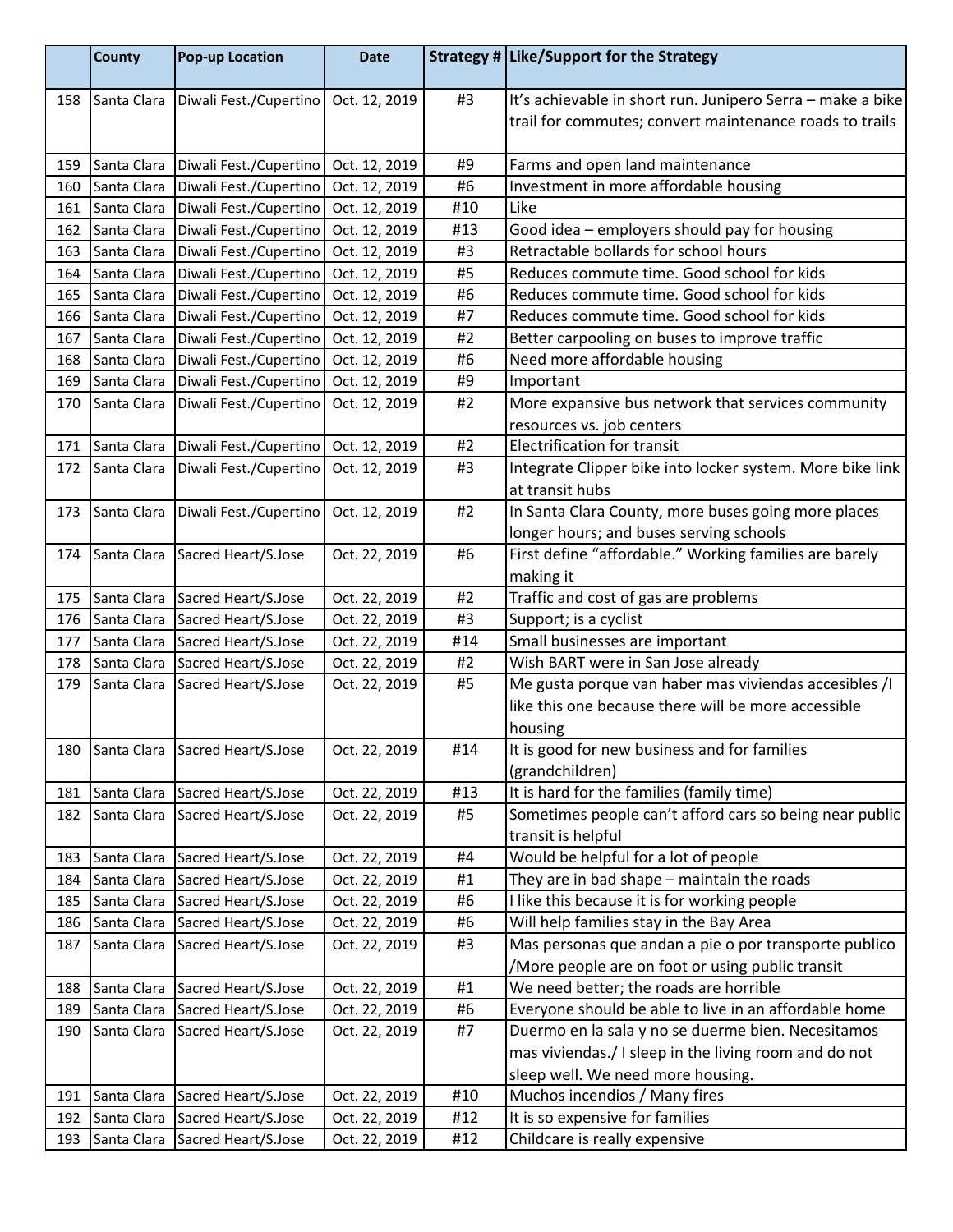| | County | Pop-up Location | Date | Strategy # | Like/Support for the Strategy |
|---|---|---|---|---|---|
| 158 | Santa Clara | Diwali Fest./Cupertino | Oct. 12, 2019 | #3 | It's achievable in short run. Junipero Serra – make a bike trail for commutes; convert maintenance roads to trails |
| 159 | Santa Clara | Diwali Fest./Cupertino | Oct. 12, 2019 | #9 | Farms and open land maintenance |
| 160 | Santa Clara | Diwali Fest./Cupertino | Oct. 12, 2019 | #6 | Investment in more affordable housing |
| 161 | Santa Clara | Diwali Fest./Cupertino | Oct. 12, 2019 | #10 | Like |
| 162 | Santa Clara | Diwali Fest./Cupertino | Oct. 12, 2019 | #13 | Good idea – employers should pay for housing |
| 163 | Santa Clara | Diwali Fest./Cupertino | Oct. 12, 2019 | #3 | Retractable bollards for school hours |
| 164 | Santa Clara | Diwali Fest./Cupertino | Oct. 12, 2019 | #5 | Reduces commute time. Good school for kids |
| 165 | Santa Clara | Diwali Fest./Cupertino | Oct. 12, 2019 | #6 | Reduces commute time. Good school for kids |
| 166 | Santa Clara | Diwali Fest./Cupertino | Oct. 12, 2019 | #7 | Reduces commute time. Good school for kids |
| 167 | Santa Clara | Diwali Fest./Cupertino | Oct. 12, 2019 | #2 | Better carpooling on buses to improve traffic |
| 168 | Santa Clara | Diwali Fest./Cupertino | Oct. 12, 2019 | #6 | Need more affordable housing |
| 169 | Santa Clara | Diwali Fest./Cupertino | Oct. 12, 2019 | #9 | Important |
| 170 | Santa Clara | Diwali Fest./Cupertino | Oct. 12, 2019 | #2 | More expansive bus network that services community resources vs. job centers |
| 171 | Santa Clara | Diwali Fest./Cupertino | Oct. 12, 2019 | #2 | Electrification for transit |
| 172 | Santa Clara | Diwali Fest./Cupertino | Oct. 12, 2019 | #3 | Integrate Clipper bike into locker system. More bike link at transit hubs |
| 173 | Santa Clara | Diwali Fest./Cupertino | Oct. 12, 2019 | #2 | In Santa Clara County, more buses going more places longer hours; and buses serving schools |
| 174 | Santa Clara | Sacred Heart/S.Jose | Oct. 22, 2019 | #6 | First define "affordable." Working families are barely making it |
| 175 | Santa Clara | Sacred Heart/S.Jose | Oct. 22, 2019 | #2 | Traffic and cost of gas are problems |
| 176 | Santa Clara | Sacred Heart/S.Jose | Oct. 22, 2019 | #3 | Support; is a cyclist |
| 177 | Santa Clara | Sacred Heart/S.Jose | Oct. 22, 2019 | #14 | Small businesses are important |
| 178 | Santa Clara | Sacred Heart/S.Jose | Oct. 22, 2019 | #2 | Wish BART were in San Jose already |
| 179 | Santa Clara | Sacred Heart/S.Jose | Oct. 22, 2019 | #5 | Me gusta porque van haber mas viviendas accesibles /I like this one because there will be more accessible housing |
| 180 | Santa Clara | Sacred Heart/S.Jose | Oct. 22, 2019 | #14 | It is good for new business and for families (grandchildren) |
| 181 | Santa Clara | Sacred Heart/S.Jose | Oct. 22, 2019 | #13 | It is hard for the families (family time) |
| 182 | Santa Clara | Sacred Heart/S.Jose | Oct. 22, 2019 | #5 | Sometimes people can't afford cars so being near public transit is helpful |
| 183 | Santa Clara | Sacred Heart/S.Jose | Oct. 22, 2019 | #4 | Would be helpful for a lot of people |
| 184 | Santa Clara | Sacred Heart/S.Jose | Oct. 22, 2019 | #1 | They are in bad shape – maintain the roads |
| 185 | Santa Clara | Sacred Heart/S.Jose | Oct. 22, 2019 | #6 | I like this because it is for working people |
| 186 | Santa Clara | Sacred Heart/S.Jose | Oct. 22, 2019 | #6 | Will help families stay in the Bay Area |
| 187 | Santa Clara | Sacred Heart/S.Jose | Oct. 22, 2019 | #3 | Mas personas que andan a pie o por transporte publico /More people are on foot or using public transit |
| 188 | Santa Clara | Sacred Heart/S.Jose | Oct. 22, 2019 | #1 | We need better; the roads are horrible |
| 189 | Santa Clara | Sacred Heart/S.Jose | Oct. 22, 2019 | #6 | Everyone should be able to live in an affordable home |
| 190 | Santa Clara | Sacred Heart/S.Jose | Oct. 22, 2019 | #7 | Duermo en la sala y no se duerme bien. Necesitamos mas viviendas./ I sleep in the living room and do not sleep well. We need more housing. |
| 191 | Santa Clara | Sacred Heart/S.Jose | Oct. 22, 2019 | #10 | Muchos incendios / Many fires |
| 192 | Santa Clara | Sacred Heart/S.Jose | Oct. 22, 2019 | #12 | It is so expensive for families |
| 193 | Santa Clara | Sacred Heart/S.Jose | Oct. 22, 2019 | #12 | Childcare is really expensive |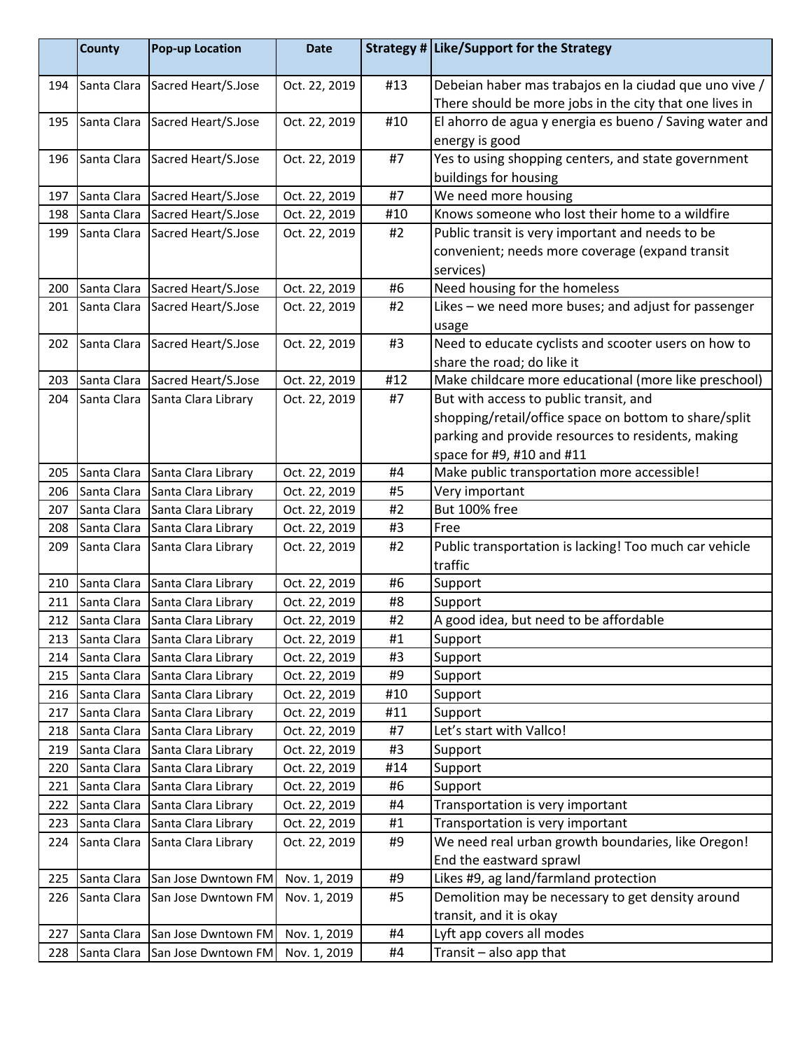| | County | Pop-up Location | Date | Strategy # | Like/Support for the Strategy |
|---|---|---|---|---|---|
| 194 | Santa Clara | Sacred Heart/S.Jose | Oct. 22, 2019 | #13 | Debeian haber mas trabajos en la ciudad que uno vive / There should be more jobs in the city that one lives in |
| 195 | Santa Clara | Sacred Heart/S.Jose | Oct. 22, 2019 | #10 | El ahorro de agua y energia es bueno / Saving water and energy is good |
| 196 | Santa Clara | Sacred Heart/S.Jose | Oct. 22, 2019 | #7 | Yes to using shopping centers, and state government buildings for housing |
| 197 | Santa Clara | Sacred Heart/S.Jose | Oct. 22, 2019 | #7 | We need more housing |
| 198 | Santa Clara | Sacred Heart/S.Jose | Oct. 22, 2019 | #10 | Knows someone who lost their home to a wildfire |
| 199 | Santa Clara | Sacred Heart/S.Jose | Oct. 22, 2019 | #2 | Public transit is very important and needs to be convenient; needs more coverage (expand transit services) |
| 200 | Santa Clara | Sacred Heart/S.Jose | Oct. 22, 2019 | #6 | Need housing for the homeless |
| 201 | Santa Clara | Sacred Heart/S.Jose | Oct. 22, 2019 | #2 | Likes – we need more buses; and adjust for passenger usage |
| 202 | Santa Clara | Sacred Heart/S.Jose | Oct. 22, 2019 | #3 | Need to educate cyclists and scooter users on how to share the road; do like it |
| 203 | Santa Clara | Sacred Heart/S.Jose | Oct. 22, 2019 | #12 | Make childcare more educational (more like preschool) |
| 204 | Santa Clara | Santa Clara Library | Oct. 22, 2019 | #7 | But with access to public transit, and shopping/retail/office space on bottom to share/split parking and provide resources to residents, making space for #9, #10 and #11 |
| 205 | Santa Clara | Santa Clara Library | Oct. 22, 2019 | #4 | Make public transportation more accessible! |
| 206 | Santa Clara | Santa Clara Library | Oct. 22, 2019 | #5 | Very important |
| 207 | Santa Clara | Santa Clara Library | Oct. 22, 2019 | #2 | But 100% free |
| 208 | Santa Clara | Santa Clara Library | Oct. 22, 2019 | #3 | Free |
| 209 | Santa Clara | Santa Clara Library | Oct. 22, 2019 | #2 | Public transportation is lacking! Too much car vehicle traffic |
| 210 | Santa Clara | Santa Clara Library | Oct. 22, 2019 | #6 | Support |
| 211 | Santa Clara | Santa Clara Library | Oct. 22, 2019 | #8 | Support |
| 212 | Santa Clara | Santa Clara Library | Oct. 22, 2019 | #2 | A good idea, but need to be affordable |
| 213 | Santa Clara | Santa Clara Library | Oct. 22, 2019 | #1 | Support |
| 214 | Santa Clara | Santa Clara Library | Oct. 22, 2019 | #3 | Support |
| 215 | Santa Clara | Santa Clara Library | Oct. 22, 2019 | #9 | Support |
| 216 | Santa Clara | Santa Clara Library | Oct. 22, 2019 | #10 | Support |
| 217 | Santa Clara | Santa Clara Library | Oct. 22, 2019 | #11 | Support |
| 218 | Santa Clara | Santa Clara Library | Oct. 22, 2019 | #7 | Let's start with Vallco! |
| 219 | Santa Clara | Santa Clara Library | Oct. 22, 2019 | #3 | Support |
| 220 | Santa Clara | Santa Clara Library | Oct. 22, 2019 | #14 | Support |
| 221 | Santa Clara | Santa Clara Library | Oct. 22, 2019 | #6 | Support |
| 222 | Santa Clara | Santa Clara Library | Oct. 22, 2019 | #4 | Transportation is very important |
| 223 | Santa Clara | Santa Clara Library | Oct. 22, 2019 | #1 | Transportation is very important |
| 224 | Santa Clara | Santa Clara Library | Oct. 22, 2019 | #9 | We need real urban growth boundaries, like Oregon! End the eastward sprawl |
| 225 | Santa Clara | San Jose Dwntown FM | Nov. 1, 2019 | #9 | Likes #9, ag land/farmland protection |
| 226 | Santa Clara | San Jose Dwntown FM | Nov. 1, 2019 | #5 | Demolition may be necessary to get density around transit, and it is okay |
| 227 | Santa Clara | San Jose Dwntown FM | Nov. 1, 2019 | #4 | Lyft app covers all modes |
| 228 | Santa Clara | San Jose Dwntown FM | Nov. 1, 2019 | #4 | Transit – also app that |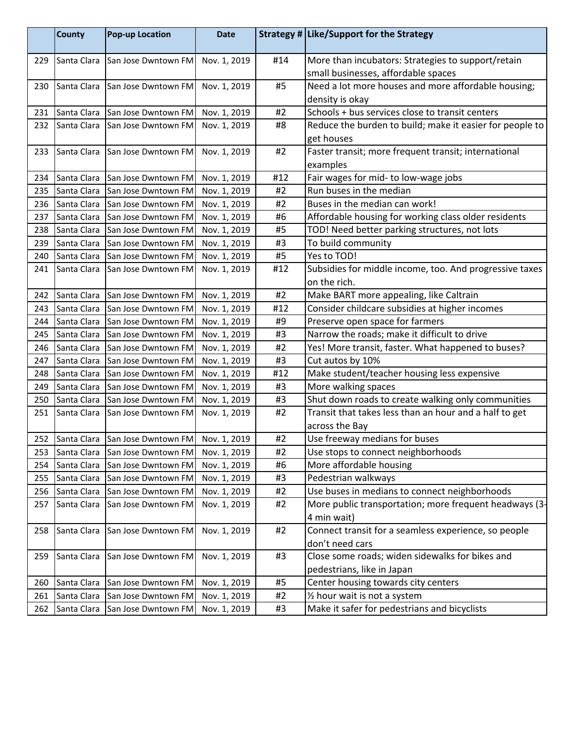|  | County | Pop-up Location | Date | Strategy # | Like/Support for the Strategy |
|---|---|---|---|---|---|
| 229 | Santa Clara | San Jose Dwntown FM | Nov. 1, 2019 | #14 | More than incubators: Strategies to support/retain small businesses, affordable spaces |
| 230 | Santa Clara | San Jose Dwntown FM | Nov. 1, 2019 | #5 | Need a lot more houses and more affordable housing; density is okay |
| 231 | Santa Clara | San Jose Dwntown FM | Nov. 1, 2019 | #2 | Schools + bus services close to transit centers |
| 232 | Santa Clara | San Jose Dwntown FM | Nov. 1, 2019 | #8 | Reduce the burden to build; make it easier for people to get houses |
| 233 | Santa Clara | San Jose Dwntown FM | Nov. 1, 2019 | #2 | Faster transit; more frequent transit; international examples |
| 234 | Santa Clara | San Jose Dwntown FM | Nov. 1, 2019 | #12 | Fair wages for mid- to low-wage jobs |
| 235 | Santa Clara | San Jose Dwntown FM | Nov. 1, 2019 | #2 | Run buses in the median |
| 236 | Santa Clara | San Jose Dwntown FM | Nov. 1, 2019 | #2 | Buses in the median can work! |
| 237 | Santa Clara | San Jose Dwntown FM | Nov. 1, 2019 | #6 | Affordable housing for working class older residents |
| 238 | Santa Clara | San Jose Dwntown FM | Nov. 1, 2019 | #5 | TOD! Need better parking structures, not lots |
| 239 | Santa Clara | San Jose Dwntown FM | Nov. 1, 2019 | #3 | To build community |
| 240 | Santa Clara | San Jose Dwntown FM | Nov. 1, 2019 | #5 | Yes to TOD! |
| 241 | Santa Clara | San Jose Dwntown FM | Nov. 1, 2019 | #12 | Subsidies for middle income, too. And progressive taxes on the rich. |
| 242 | Santa Clara | San Jose Dwntown FM | Nov. 1, 2019 | #2 | Make BART more appealing, like Caltrain |
| 243 | Santa Clara | San Jose Dwntown FM | Nov. 1, 2019 | #12 | Consider childcare subsidies at higher incomes |
| 244 | Santa Clara | San Jose Dwntown FM | Nov. 1, 2019 | #9 | Preserve open space for farmers |
| 245 | Santa Clara | San Jose Dwntown FM | Nov. 1, 2019 | #3 | Narrow the roads; make it difficult to drive |
| 246 | Santa Clara | San Jose Dwntown FM | Nov. 1, 2019 | #2 | Yes! More transit, faster. What happened to buses? |
| 247 | Santa Clara | San Jose Dwntown FM | Nov. 1, 2019 | #3 | Cut autos by 10% |
| 248 | Santa Clara | San Jose Dwntown FM | Nov. 1, 2019 | #12 | Make student/teacher housing less expensive |
| 249 | Santa Clara | San Jose Dwntown FM | Nov. 1, 2019 | #3 | More walking spaces |
| 250 | Santa Clara | San Jose Dwntown FM | Nov. 1, 2019 | #3 | Shut down roads to create walking only communities |
| 251 | Santa Clara | San Jose Dwntown FM | Nov. 1, 2019 | #2 | Transit that takes less than an hour and a half to get across the Bay |
| 252 | Santa Clara | San Jose Dwntown FM | Nov. 1, 2019 | #2 | Use freeway medians for buses |
| 253 | Santa Clara | San Jose Dwntown FM | Nov. 1, 2019 | #2 | Use stops to connect neighborhoods |
| 254 | Santa Clara | San Jose Dwntown FM | Nov. 1, 2019 | #6 | More affordable housing |
| 255 | Santa Clara | San Jose Dwntown FM | Nov. 1, 2019 | #3 | Pedestrian walkways |
| 256 | Santa Clara | San Jose Dwntown FM | Nov. 1, 2019 | #2 | Use buses in medians to connect neighborhoods |
| 257 | Santa Clara | San Jose Dwntown FM | Nov. 1, 2019 | #2 | More public transportation; more frequent headways (3-4 min wait) |
| 258 | Santa Clara | San Jose Dwntown FM | Nov. 1, 2019 | #2 | Connect transit for a seamless experience, so people don't need cars |
| 259 | Santa Clara | San Jose Dwntown FM | Nov. 1, 2019 | #3 | Close some roads; widen sidewalks for bikes and pedestrians, like in Japan |
| 260 | Santa Clara | San Jose Dwntown FM | Nov. 1, 2019 | #5 | Center housing towards city centers |
| 261 | Santa Clara | San Jose Dwntown FM | Nov. 1, 2019 | #2 | ½ hour wait is not a system |
| 262 | Santa Clara | San Jose Dwntown FM | Nov. 1, 2019 | #3 | Make it safer for pedestrians and bicyclists |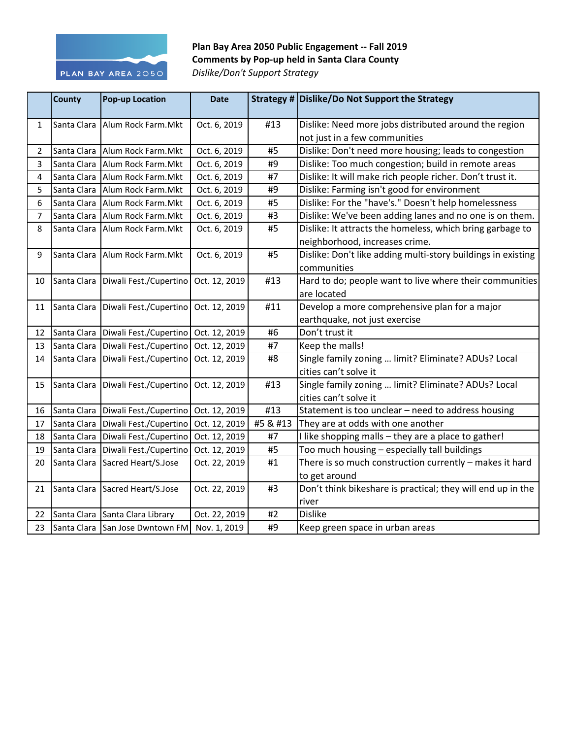**Plan Bay Area 2050 Public Engagement -- Fall 2019**
**Comments by Pop-up held in Santa Clara County**
*Dislike/Don't Support Strategy*

| | County | Pop-up Location | Date | Strategy # | Dislike/Do Not Support the Strategy |
|---|---|---|---|---|---|
| 1 | Santa Clara | Alum Rock Farm.Mkt | Oct. 6, 2019 | #13 | Dislike: Need more jobs distributed around the region not just in a few communities |
| 2 | Santa Clara | Alum Rock Farm.Mkt | Oct. 6, 2019 | #5 | Dislike: Don't need more housing; leads to congestion |
| 3 | Santa Clara | Alum Rock Farm.Mkt | Oct. 6, 2019 | #9 | Dislike: Too much congestion; build in remote areas |
| 4 | Santa Clara | Alum Rock Farm.Mkt | Oct. 6, 2019 | #7 | Dislike: It will make rich people richer. Don't trust it. |
| 5 | Santa Clara | Alum Rock Farm.Mkt | Oct. 6, 2019 | #9 | Dislike: Farming isn't good for environment |
| 6 | Santa Clara | Alum Rock Farm.Mkt | Oct. 6, 2019 | #5 | Dislike: For the "have's." Doesn't help homelessness |
| 7 | Santa Clara | Alum Rock Farm.Mkt | Oct. 6, 2019 | #3 | Dislike: We've been adding lanes and no one is on them. |
| 8 | Santa Clara | Alum Rock Farm.Mkt | Oct. 6, 2019 | #5 | Dislike: It attracts the homeless, which bring garbage to neighborhood, increases crime. |
| 9 | Santa Clara | Alum Rock Farm.Mkt | Oct. 6, 2019 | #5 | Dislike: Don't like adding multi-story buildings in existing communities |
| 10 | Santa Clara | Diwali Fest./Cupertino | Oct. 12, 2019 | #13 | Hard to do; people want to live where their communities are located |
| 11 | Santa Clara | Diwali Fest./Cupertino | Oct. 12, 2019 | #11 | Develop a more comprehensive plan for a major earthquake, not just exercise |
| 12 | Santa Clara | Diwali Fest./Cupertino | Oct. 12, 2019 | #6 | Don't trust it |
| 13 | Santa Clara | Diwali Fest./Cupertino | Oct. 12, 2019 | #7 | Keep the malls! |
| 14 | Santa Clara | Diwali Fest./Cupertino | Oct. 12, 2019 | #8 | Single family zoning … limit? Eliminate? ADUs? Local cities can't solve it |
| 15 | Santa Clara | Diwali Fest./Cupertino | Oct. 12, 2019 | #13 | Single family zoning … limit? Eliminate? ADUs? Local cities can't solve it |
| 16 | Santa Clara | Diwali Fest./Cupertino | Oct. 12, 2019 | #13 | Statement is too unclear – need to address housing |
| 17 | Santa Clara | Diwali Fest./Cupertino | Oct. 12, 2019 | #5 & #13 | They are at odds with one another |
| 18 | Santa Clara | Diwali Fest./Cupertino | Oct. 12, 2019 | #7 | I like shopping malls – they are a place to gather! |
| 19 | Santa Clara | Diwali Fest./Cupertino | Oct. 12, 2019 | #5 | Too much housing – especially tall buildings |
| 20 | Santa Clara | Sacred Heart/S.Jose | Oct. 22, 2019 | #1 | There is so much construction currently – makes it hard to get around |
| 21 | Santa Clara | Sacred Heart/S.Jose | Oct. 22, 2019 | #3 | Don't think bikeshare is practical; they will end up in the river |
| 22 | Santa Clara | Santa Clara Library | Oct. 22, 2019 | #2 | Dislike |
| 23 | Santa Clara | San Jose Dwntown FM | Nov. 1, 2019 | #9 | Keep green space in urban areas |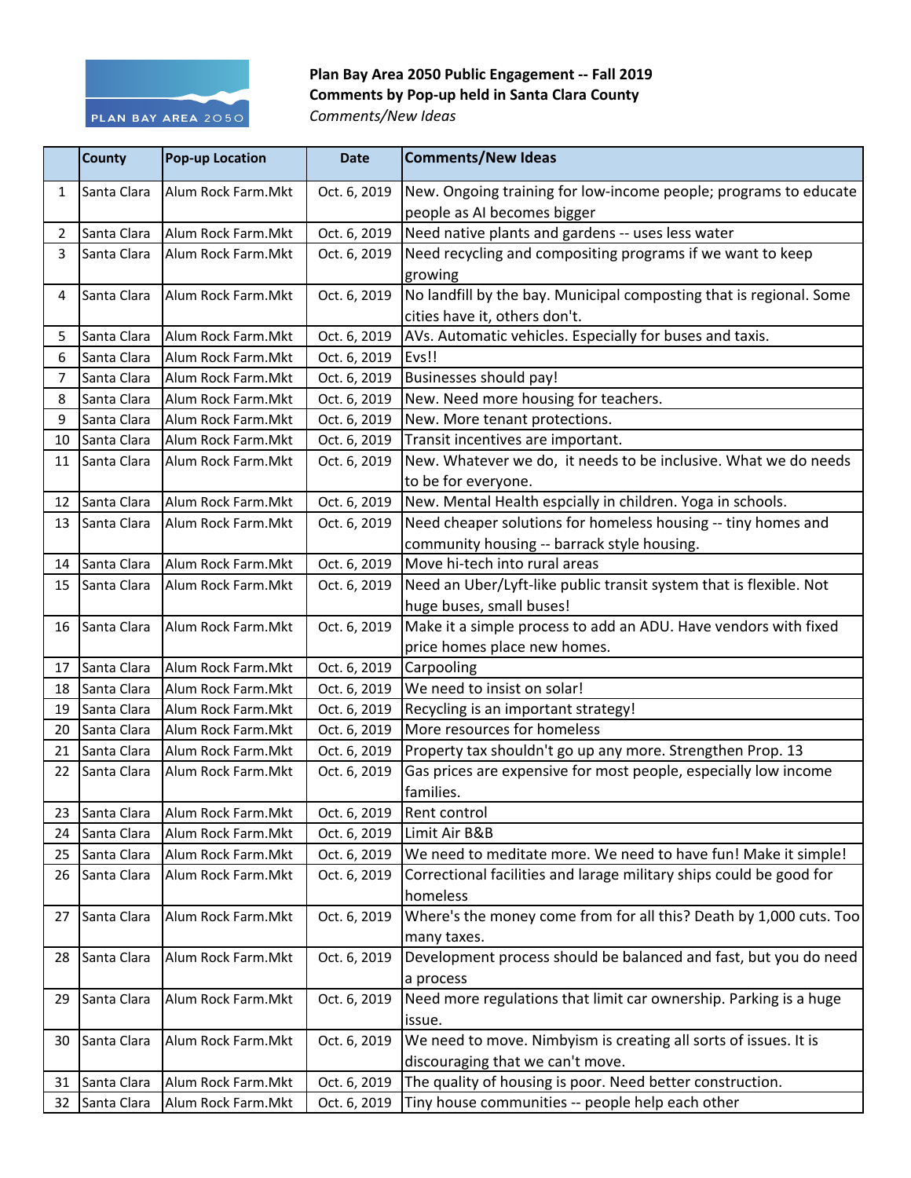**Plan Bay Area 2050 Public Engagement -- Fall 2019**
**Comments by Pop-up held in Santa Clara County**
*Comments/New Ideas*

| | County | Pop-up Location | Date | Comments/New Ideas |
|---|---|---|---|---|
| 1 | Santa Clara | Alum Rock Farm.Mkt | Oct. 6, 2019 | New. Ongoing training for low-income people; programs to educate people as AI becomes bigger |
| 2 | Santa Clara | Alum Rock Farm.Mkt | Oct. 6, 2019 | Need native plants and gardens -- uses less water |
| 3 | Santa Clara | Alum Rock Farm.Mkt | Oct. 6, 2019 | Need recycling and compositing programs if we want to keep growing |
| 4 | Santa Clara | Alum Rock Farm.Mkt | Oct. 6, 2019 | No landfill by the bay. Municipal composting that is regional. Some cities have it, others don't. |
| 5 | Santa Clara | Alum Rock Farm.Mkt | Oct. 6, 2019 | AVs. Automatic vehicles. Especially for buses and taxis. |
| 6 | Santa Clara | Alum Rock Farm.Mkt | Oct. 6, 2019 | Evs!! |
| 7 | Santa Clara | Alum Rock Farm.Mkt | Oct. 6, 2019 | Businesses should pay! |
| 8 | Santa Clara | Alum Rock Farm.Mkt | Oct. 6, 2019 | New. Need more housing for teachers. |
| 9 | Santa Clara | Alum Rock Farm.Mkt | Oct. 6, 2019 | New. More tenant protections. |
| 10 | Santa Clara | Alum Rock Farm.Mkt | Oct. 6, 2019 | Transit incentives are important. |
| 11 | Santa Clara | Alum Rock Farm.Mkt | Oct. 6, 2019 | New. Whatever we do, it needs to be inclusive. What we do needs to be for everyone. |
| 12 | Santa Clara | Alum Rock Farm.Mkt | Oct. 6, 2019 | New. Mental Health espcially in children. Yoga in schools. |
| 13 | Santa Clara | Alum Rock Farm.Mkt | Oct. 6, 2019 | Need cheaper solutions for homeless housing -- tiny homes and community housing -- barrack style housing. |
| 14 | Santa Clara | Alum Rock Farm.Mkt | Oct. 6, 2019 | Move hi-tech into rural areas |
| 15 | Santa Clara | Alum Rock Farm.Mkt | Oct. 6, 2019 | Need an Uber/Lyft-like public transit system that is flexible. Not huge buses, small buses! |
| 16 | Santa Clara | Alum Rock Farm.Mkt | Oct. 6, 2019 | Make it a simple process to add an ADU. Have vendors with fixed price homes place new homes. |
| 17 | Santa Clara | Alum Rock Farm.Mkt | Oct. 6, 2019 | Carpooling |
| 18 | Santa Clara | Alum Rock Farm.Mkt | Oct. 6, 2019 | We need to insist on solar! |
| 19 | Santa Clara | Alum Rock Farm.Mkt | Oct. 6, 2019 | Recycling is an important strategy! |
| 20 | Santa Clara | Alum Rock Farm.Mkt | Oct. 6, 2019 | More resources for homeless |
| 21 | Santa Clara | Alum Rock Farm.Mkt | Oct. 6, 2019 | Property tax shouldn't go up any more. Strengthen Prop. 13 |
| 22 | Santa Clara | Alum Rock Farm.Mkt | Oct. 6, 2019 | Gas prices are expensive for most people, especially low income families. |
| 23 | Santa Clara | Alum Rock Farm.Mkt | Oct. 6, 2019 | Rent control |
| 24 | Santa Clara | Alum Rock Farm.Mkt | Oct. 6, 2019 | Limit Air B&B |
| 25 | Santa Clara | Alum Rock Farm.Mkt | Oct. 6, 2019 | We need to meditate more. We need to have fun! Make it simple! |
| 26 | Santa Clara | Alum Rock Farm.Mkt | Oct. 6, 2019 | Correctional facilities and larage military ships could be good for homeless |
| 27 | Santa Clara | Alum Rock Farm.Mkt | Oct. 6, 2019 | Where's the money come from for all this? Death by 1,000 cuts. Too many taxes. |
| 28 | Santa Clara | Alum Rock Farm.Mkt | Oct. 6, 2019 | Development process should be balanced and fast, but you do need a process |
| 29 | Santa Clara | Alum Rock Farm.Mkt | Oct. 6, 2019 | Need more regulations that limit car ownership. Parking is a huge issue. |
| 30 | Santa Clara | Alum Rock Farm.Mkt | Oct. 6, 2019 | We need to move. Nimbyism is creating all sorts of issues. It is discouraging that we can't move. |
| 31 | Santa Clara | Alum Rock Farm.Mkt | Oct. 6, 2019 | The quality of housing is poor. Need better construction. |
| 32 | Santa Clara | Alum Rock Farm.Mkt | Oct. 6, 2019 | Tiny house communities -- people help each other |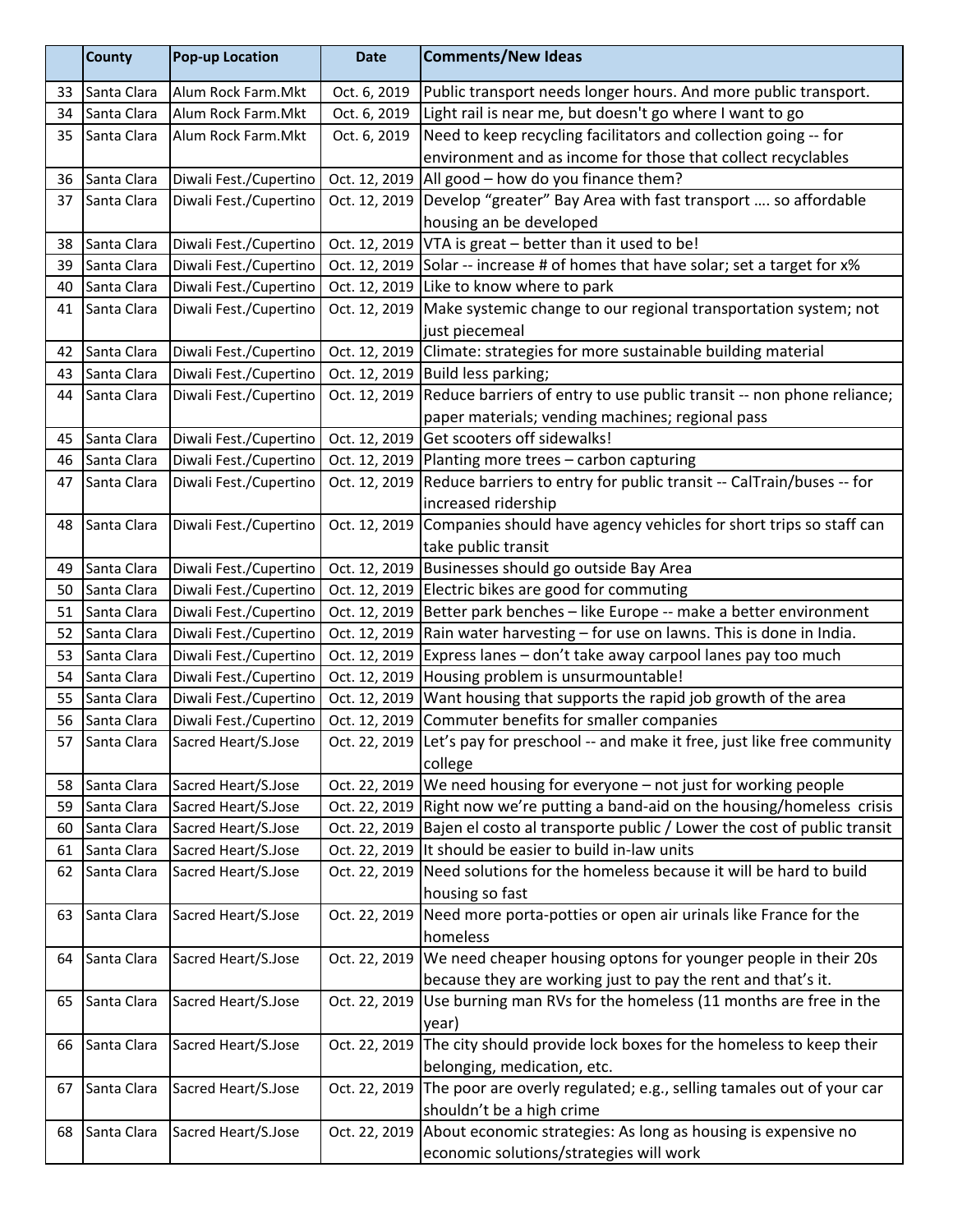| | County | Pop-up Location | Date | Comments/New Ideas |
|---|---|---|---|---|
| 33 | Santa Clara | Alum Rock Farm.Mkt | Oct. 6, 2019 | Public transport needs longer hours. And more public transport. |
| 34 | Santa Clara | Alum Rock Farm.Mkt | Oct. 6, 2019 | Light rail is near me, but doesn't go where I want to go |
| 35 | Santa Clara | Alum Rock Farm.Mkt | Oct. 6, 2019 | Need to keep recycling facilitators and collection going -- for environment and as income for those that collect recyclables |
| 36 | Santa Clara | Diwali Fest./Cupertino | Oct. 12, 2019 | All good – how do you finance them? |
| 37 | Santa Clara | Diwali Fest./Cupertino | Oct. 12, 2019 | Develop "greater" Bay Area with fast transport …. so affordable housing an be developed |
| 38 | Santa Clara | Diwali Fest./Cupertino | Oct. 12, 2019 | VTA is great – better than it used to be! |
| 39 | Santa Clara | Diwali Fest./Cupertino | Oct. 12, 2019 | Solar -- increase # of homes that have solar; set a target for x% |
| 40 | Santa Clara | Diwali Fest./Cupertino | Oct. 12, 2019 | Like to know where to park |
| 41 | Santa Clara | Diwali Fest./Cupertino | Oct. 12, 2019 | Make systemic change to our regional transportation system; not just piecemeal |
| 42 | Santa Clara | Diwali Fest./Cupertino | Oct. 12, 2019 | Climate: strategies for more sustainable building material |
| 43 | Santa Clara | Diwali Fest./Cupertino | Oct. 12, 2019 | Build less parking; |
| 44 | Santa Clara | Diwali Fest./Cupertino | Oct. 12, 2019 | Reduce barriers of entry to use public transit -- non phone reliance; paper materials; vending machines; regional pass |
| 45 | Santa Clara | Diwali Fest./Cupertino | Oct. 12, 2019 | Get scooters off sidewalks! |
| 46 | Santa Clara | Diwali Fest./Cupertino | Oct. 12, 2019 | Planting more trees – carbon capturing |
| 47 | Santa Clara | Diwali Fest./Cupertino | Oct. 12, 2019 | Reduce barriers to entry for public transit -- CalTrain/buses -- for increased ridership |
| 48 | Santa Clara | Diwali Fest./Cupertino | Oct. 12, 2019 | Companies should have agency vehicles for short trips so staff can take public transit |
| 49 | Santa Clara | Diwali Fest./Cupertino | Oct. 12, 2019 | Businesses should go outside Bay Area |
| 50 | Santa Clara | Diwali Fest./Cupertino | Oct. 12, 2019 | Electric bikes are good for commuting |
| 51 | Santa Clara | Diwali Fest./Cupertino | Oct. 12, 2019 | Better park benches – like Europe -- make a better environment |
| 52 | Santa Clara | Diwali Fest./Cupertino | Oct. 12, 2019 | Rain water harvesting – for use on lawns. This is done in India. |
| 53 | Santa Clara | Diwali Fest./Cupertino | Oct. 12, 2019 | Express lanes – don't take away carpool lanes pay too much |
| 54 | Santa Clara | Diwali Fest./Cupertino | Oct. 12, 2019 | Housing problem is unsurmountable! |
| 55 | Santa Clara | Diwali Fest./Cupertino | Oct. 12, 2019 | Want housing that supports the rapid job growth of the area |
| 56 | Santa Clara | Diwali Fest./Cupertino | Oct. 12, 2019 | Commuter benefits for smaller companies |
| 57 | Santa Clara | Sacred Heart/S.Jose | Oct. 22, 2019 | Let's pay for preschool -- and make it free, just like free community college |
| 58 | Santa Clara | Sacred Heart/S.Jose | Oct. 22, 2019 | We need housing for everyone – not just for working people |
| 59 | Santa Clara | Sacred Heart/S.Jose | Oct. 22, 2019 | Right now we're putting a band-aid on the housing/homeless crisis |
| 60 | Santa Clara | Sacred Heart/S.Jose | Oct. 22, 2019 | Bajen el costo al transporte public / Lower the cost of public transit |
| 61 | Santa Clara | Sacred Heart/S.Jose | Oct. 22, 2019 | It should be easier to build in-law units |
| 62 | Santa Clara | Sacred Heart/S.Jose | Oct. 22, 2019 | Need solutions for the homeless because it will be hard to build housing so fast |
| 63 | Santa Clara | Sacred Heart/S.Jose | Oct. 22, 2019 | Need more porta-potties or open air urinals like France for the homeless |
| 64 | Santa Clara | Sacred Heart/S.Jose | Oct. 22, 2019 | We need cheaper housing optons for younger people in their 20s because they are working just to pay the rent and that's it. |
| 65 | Santa Clara | Sacred Heart/S.Jose | Oct. 22, 2019 | Use burning man RVs for the homeless (11 months are free in the year) |
| 66 | Santa Clara | Sacred Heart/S.Jose | Oct. 22, 2019 | The city should provide lock boxes for the homeless to keep their belonging, medication, etc. |
| 67 | Santa Clara | Sacred Heart/S.Jose | Oct. 22, 2019 | The poor are overly regulated; e.g., selling tamales out of your car shouldn't be a high crime |
| 68 | Santa Clara | Sacred Heart/S.Jose | Oct. 22, 2019 | About economic strategies: As long as housing is expensive no economic solutions/strategies will work |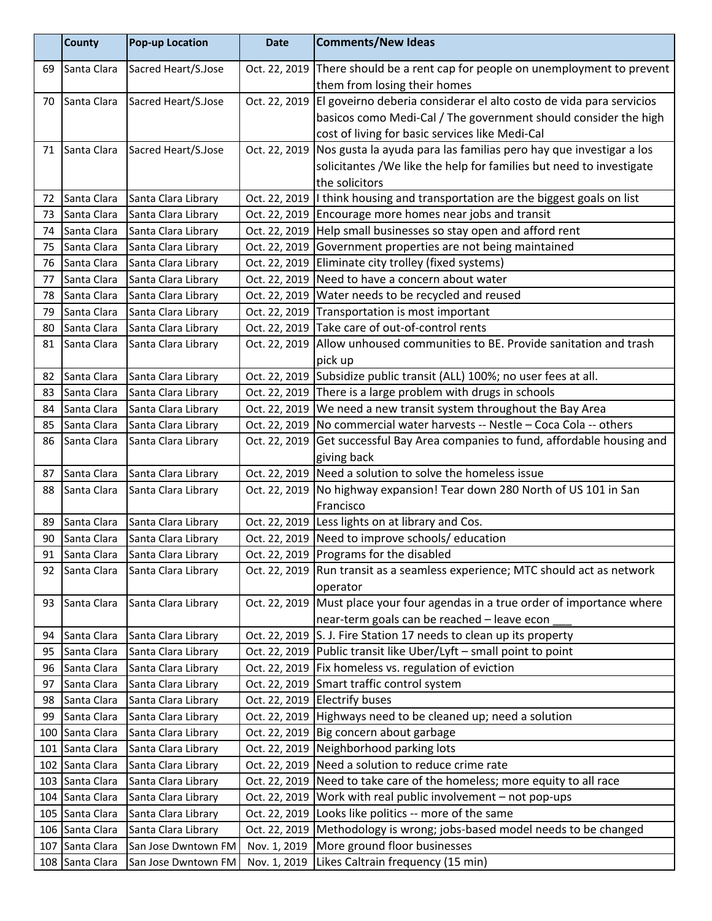| | County | Pop-up Location | Date | Comments/New Ideas |
|---|---|---|---|---|
| 69 | Santa Clara | Sacred Heart/S.Jose | Oct. 22, 2019 | There should be a rent cap for people on unemployment to prevent them from losing their homes |
| 70 | Santa Clara | Sacred Heart/S.Jose | Oct. 22, 2019 | El goveirno deberia considerar el alto costo de vida para servicios basicos como Medi-Cal / The government should consider the high cost of living for basic services like Medi-Cal |
| 71 | Santa Clara | Sacred Heart/S.Jose | Oct. 22, 2019 | Nos gusta la ayuda para las familias pero hay que investigar a los solicitantes /We like the help for families but need to investigate the solicitors |
| 72 | Santa Clara | Santa Clara Library | Oct. 22, 2019 | I think housing and transportation are the biggest goals on list |
| 73 | Santa Clara | Santa Clara Library | Oct. 22, 2019 | Encourage more homes near jobs and transit |
| 74 | Santa Clara | Santa Clara Library | Oct. 22, 2019 | Help small businesses so stay open and afford rent |
| 75 | Santa Clara | Santa Clara Library | Oct. 22, 2019 | Government properties are not being maintained |
| 76 | Santa Clara | Santa Clara Library | Oct. 22, 2019 | Eliminate city trolley (fixed systems) |
| 77 | Santa Clara | Santa Clara Library | Oct. 22, 2019 | Need to have a concern about water |
| 78 | Santa Clara | Santa Clara Library | Oct. 22, 2019 | Water needs to be recycled and reused |
| 79 | Santa Clara | Santa Clara Library | Oct. 22, 2019 | Transportation is most important |
| 80 | Santa Clara | Santa Clara Library | Oct. 22, 2019 | Take care of out-of-control rents |
| 81 | Santa Clara | Santa Clara Library | Oct. 22, 2019 | Allow unhoused communities to BE. Provide sanitation and trash pick up |
| 82 | Santa Clara | Santa Clara Library | Oct. 22, 2019 | Subsidize public transit (ALL) 100%; no user fees at all. |
| 83 | Santa Clara | Santa Clara Library | Oct. 22, 2019 | There is a large problem with drugs in schools |
| 84 | Santa Clara | Santa Clara Library | Oct. 22, 2019 | We need a new transit system throughout the Bay Area |
| 85 | Santa Clara | Santa Clara Library | Oct. 22, 2019 | No commercial water harvests -- Nestle – Coca Cola -- others |
| 86 | Santa Clara | Santa Clara Library | Oct. 22, 2019 | Get successful Bay Area companies to fund, affordable housing and giving back |
| 87 | Santa Clara | Santa Clara Library | Oct. 22, 2019 | Need a solution to solve the homeless issue |
| 88 | Santa Clara | Santa Clara Library | Oct. 22, 2019 | No highway expansion! Tear down 280 North of US 101 in San Francisco |
| 89 | Santa Clara | Santa Clara Library | Oct. 22, 2019 | Less lights on at library and Cos. |
| 90 | Santa Clara | Santa Clara Library | Oct. 22, 2019 | Need to improve schools/ education |
| 91 | Santa Clara | Santa Clara Library | Oct. 22, 2019 | Programs for the disabled |
| 92 | Santa Clara | Santa Clara Library | Oct. 22, 2019 | Run transit as a seamless experience; MTC should act as network operator |
| 93 | Santa Clara | Santa Clara Library | Oct. 22, 2019 | Must place your four agendas in a true order of importance where near-term goals can be reached – leave econ ___ |
| 94 | Santa Clara | Santa Clara Library | Oct. 22, 2019 | S. J. Fire Station 17 needs to clean up its property |
| 95 | Santa Clara | Santa Clara Library | Oct. 22, 2019 | Public transit like Uber/Lyft – small point to point |
| 96 | Santa Clara | Santa Clara Library | Oct. 22, 2019 | Fix homeless vs. regulation of eviction |
| 97 | Santa Clara | Santa Clara Library | Oct. 22, 2019 | Smart traffic control system |
| 98 | Santa Clara | Santa Clara Library | Oct. 22, 2019 | Electrify buses |
| 99 | Santa Clara | Santa Clara Library | Oct. 22, 2019 | Highways need to be cleaned up; need a solution |
| 100 | Santa Clara | Santa Clara Library | Oct. 22, 2019 | Big concern about garbage |
| 101 | Santa Clara | Santa Clara Library | Oct. 22, 2019 | Neighborhood parking lots |
| 102 | Santa Clara | Santa Clara Library | Oct. 22, 2019 | Need a solution to reduce crime rate |
| 103 | Santa Clara | Santa Clara Library | Oct. 22, 2019 | Need to take care of the homeless; more equity to all race |
| 104 | Santa Clara | Santa Clara Library | Oct. 22, 2019 | Work with real public involvement – not pop-ups |
| 105 | Santa Clara | Santa Clara Library | Oct. 22, 2019 | Looks like politics -- more of the same |
| 106 | Santa Clara | Santa Clara Library | Oct. 22, 2019 | Methodology is wrong; jobs-based model needs to be changed |
| 107 | Santa Clara | San Jose Dwntown FM | Nov. 1, 2019 | More ground floor businesses |
| 108 | Santa Clara | San Jose Dwntown FM | Nov. 1, 2019 | Likes Caltrain frequency (15 min) |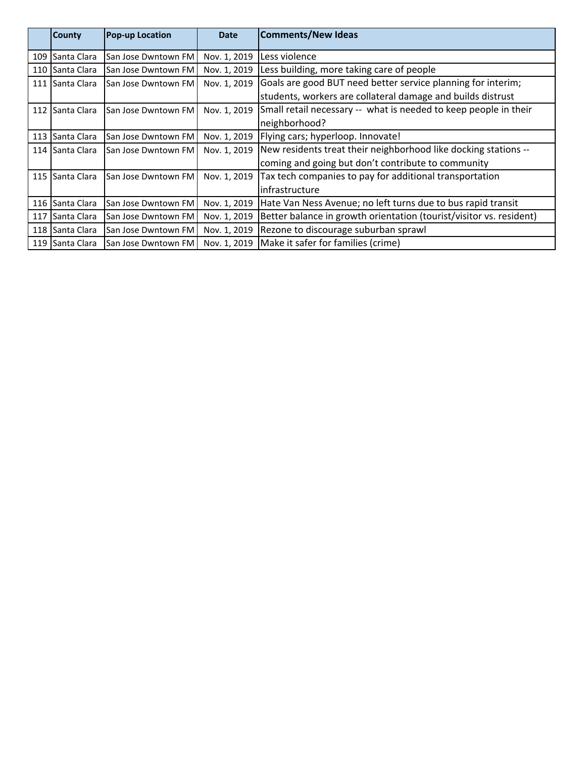| | County | Pop-up Location | Date | Comments/New Ideas |
|---|---|---|---|---|
| 109 | Santa Clara | San Jose Dwntown FM | Nov. 1, 2019 | Less violence |
| 110 | Santa Clara | San Jose Dwntown FM | Nov. 1, 2019 | Less building, more taking care of people |
| 111 | Santa Clara | San Jose Dwntown FM | Nov. 1, 2019 | Goals are good BUT need better service planning for interim; students, workers are collateral damage and builds distrust |
| 112 | Santa Clara | San Jose Dwntown FM | Nov. 1, 2019 | Small retail necessary -- what is needed to keep people in their neighborhood? |
| 113 | Santa Clara | San Jose Dwntown FM | Nov. 1, 2019 | Flying cars; hyperloop. Innovate! |
| 114 | Santa Clara | San Jose Dwntown FM | Nov. 1, 2019 | New residents treat their neighborhood like docking stations -- coming and going but don't contribute to community |
| 115 | Santa Clara | San Jose Dwntown FM | Nov. 1, 2019 | Tax tech companies to pay for additional transportation infrastructure |
| 116 | Santa Clara | San Jose Dwntown FM | Nov. 1, 2019 | Hate Van Ness Avenue; no left turns due to bus rapid transit |
| 117 | Santa Clara | San Jose Dwntown FM | Nov. 1, 2019 | Better balance in growth orientation (tourist/visitor vs. resident) |
| 118 | Santa Clara | San Jose Dwntown FM | Nov. 1, 2019 | Rezone to discourage suburban sprawl |
| 119 | Santa Clara | San Jose Dwntown FM | Nov. 1, 2019 | Make it safer for families (crime) |